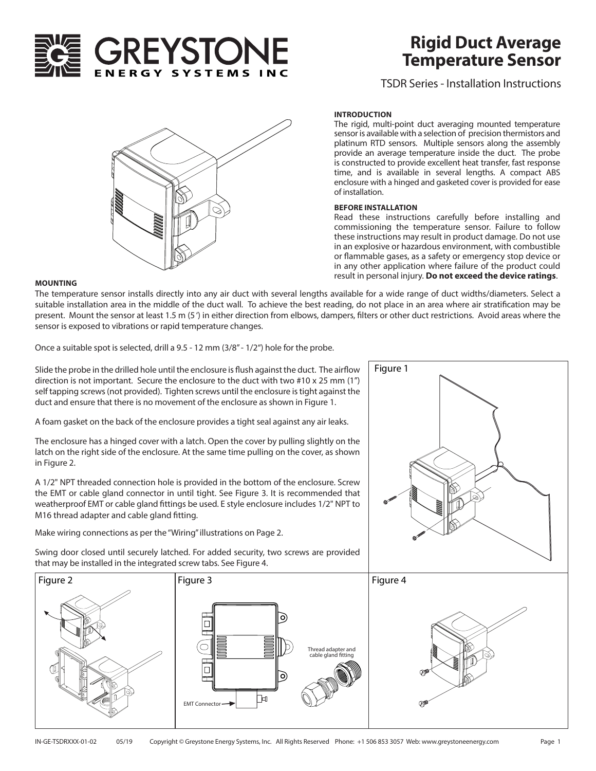# GREYSTONE ENERGY SYSTEMS INC

# Rigid Duct Average Temperature Sensor

TSDR Series - Installation Instructions

**INTRODUCTION**

The rigid, multi-point duct averaging mounted temperature sensor is available with a selection of precision thermistors and platinum RTD sensors. Multiple sensors along the assembly provide an average temperature inside the duct. The probe is constructed to provide excellent heat transfer, fast response time, and is available in several lengths. A compact ABS enclosure with a hinged and gasketed cover is provided for ease of installation.

**BEFORE INSTALLATION**

Read these instructions carefully before installing and commissioning the temperature sensor. Failure to follow these instructions may result in product damage. Do not use in an explosive or hazardous environment, with combustible or flammable gases, as a safety or emergency stop device or in any other application where failure of the product could result in personal injury. **Do not exceed the device ratings**.

**MOUNTING**

The temperature sensor installs directly into any air duct with several lengths available for a wide range of duct widths/diameters. Select a suitable installation area in the middle of the duct wall. To achieve the best reading, do not place in an area where air stratification may be present. Mount the sensor at least 1.5 m (5') in either direction from elbows, dampers, filters or other duct restrictions. Avoid areas where the sensor is exposed to vibrations or rapid temperature changes.

Once a suitable spot is selected, drill a 9.5 - 12 mm (3/8" - 1/2") hole for the probe.

Slide the probe in the drilled hole until the enclosure is flush against the duct. The airflow direction is not important. Secure the enclosure to the duct with two #10 x 25 mm (1") self tapping screws (not provided). Tighten screws until the enclosure is tight against the duct and ensure that there is no movement of the enclosure as shown in Figure 1.

A foam gasket on the back of the enclosure provides a tight seal against any air leaks.

The enclosure has a hinged cover with a latch. Open the cover by pulling slightly on the latch on the right side of the enclosure. At the same time pulling on the cover, as shown in Figure 2.

A 1/2" NPT threaded connection hole is provided in the bottom of the enclosure. Screw the EMT or cable gland connector in until tight. See Figure 3. It is recommended that weatherproof EMT or cable gland fittings be used. E style enclosure includes 1/2" NPT to M16 thread adapter and cable gland fitting.

Make wiring connections as per the "Wiring" illustrations on Page 2.

Swing door closed until securely latched. For added security, two screws are provided that may be installed in the integrated screw tabs. See Figure 4.

Figure 1

Figure 2

Figure 3

Thread adapter and cable gland fitting

EMT Connector

Figure 4

IN-GE-TSDRXXX-01-02 05/19 Copyright © Greystone Energy Systems, Inc. All Rights Reserved Phone: +1 506 853 3057 Web: www.greystoneenergy.com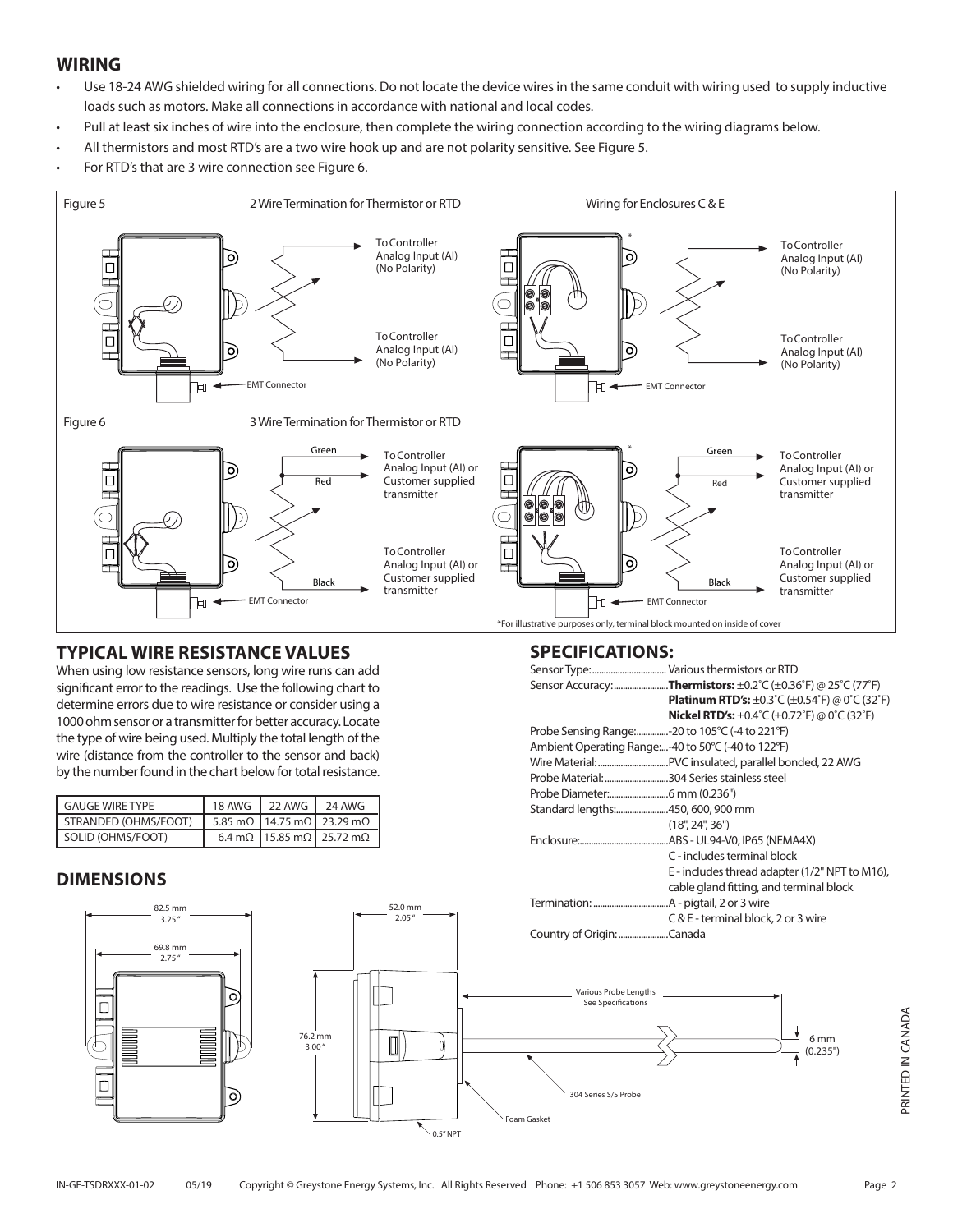## WIRING

- Use 18-24 AWG shielded wiring for all connections. Do not locate the device wires in the same conduit with wiring used to supply inductive loads such as motors. Make all connections in accordance with national and local codes.
- Pull at least six inches of wire into the enclosure, then complete the wiring connection according to the wiring diagrams below.
- All thermistors and most RTD's are a two wire hook up and are not polarity sensitive. See Figure 5.
- For RTD's that are 3 wire connection see Figure 6.

Figure 5

2 Wire Termination for Thermistor or RTD

To Controller Analog Input (AI) (No Polarity)

To Controller Analog Input (AI) (No Polarity)

EMT Connector

Wiring for Enclosures C & E

*

To Controller Analog Input (AI) (No Polarity)

To Controller Analog Input (AI) (No Polarity)

EMT Connector

Figure 6

3 Wire Termination for Thermistor or RTD

Green

Red

Black

To Controller Analog Input (AI) or Customer supplied transmitter

To Controller Analog Input (AI) or Customer supplied transmitter

EMT Connector

*

Green

Red

Black

To Controller Analog Input (AI) or Customer supplied transmitter

To Controller Analog Input (AI) or Customer supplied transmitter

EMT Connector

*For illustrative purposes only, terminal block mounted on inside of cover

## TYPICAL WIRE RESISTANCE VALUES

When using low resistance sensors, long wire runs can add significant error to the readings. Use the following chart to determine errors due to wire resistance or consider using a 1000 ohm sensor or a transmitter for better accuracy. Locate the type of wire being used. Multiply the total length of the wire (distance from the controller to the sensor and back) by the number found in the chart below for total resistance.

| GAUGE WIRE TYPE | 18 AWG | 22 AWG | 24 AWG |
|---|---|---|---|
| STRANDED (OHMS/FOOT) | 5.85 mΩ | 14.75 mΩ | 23.29 mΩ |
| SOLID (OHMS/FOOT) | 6.4 mΩ | 15.85 mΩ | 25.72 mΩ |

## SPECIFICATIONS:

Sensor Type: Various thermistors or RTD

Sensor Accuracy: **Thermistors:** ±0.2˚C (±0.36˚F) @ 25˚C (77˚F)
**Platinum RTD's:** ±0.3˚C (±0.54˚F) @ 0˚C (32˚F)
**Nickel RTD's:** ±0.4˚C (±0.72˚F) @ 0˚C (32˚F)

Probe Sensing Range: -20 to 105°C (-4 to 221°F)

Ambient Operating Range: -40 to 50°C (-40 to 122°F)

Wire Material: PVC insulated, parallel bonded, 22 AWG

Probe Material: 304 Series stainless steel

Probe Diameter: 6 mm (0.236")

Standard lengths: 450, 600, 900 mm (18", 24", 36")

Enclosure: ABS - UL94-V0, IP65 (NEMA4X)
C - includes terminal block
E - includes thread adapter (1/2" NPT to M16), cable gland fitting, and terminal block

Termination: A - pigtail, 2 or 3 wire
C & E - terminal block, 2 or 3 wire

Country of Origin: Canada

## DIMENSIONS

82.5 mm
3.25"

69.8 mm
2.75"

52.0 mm
2.05"

76.2 mm
3.00"

Various Probe Lengths
See Specifications

6 mm
(0.235")

304 Series S/S Probe

Foam Gasket

0.5" NPT

PRINTED IN CANADA

IN-GE-TSDRXXX-01-02 05/19 Copyright © Greystone Energy Systems, Inc. All Rights Reserved Phone: +1 506 853 3057 Web: www.greystoneenergy.com